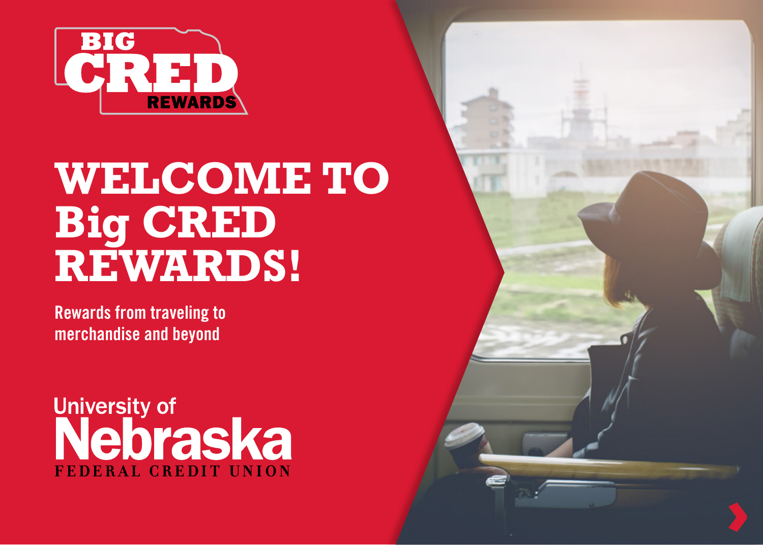BIG CRED REWARDS

# WELCOME TO Big CRED REWARDS!

**Rewards from traveling to merchandise and beyond**

University of Nebraska FEDERAL CREDIT UNION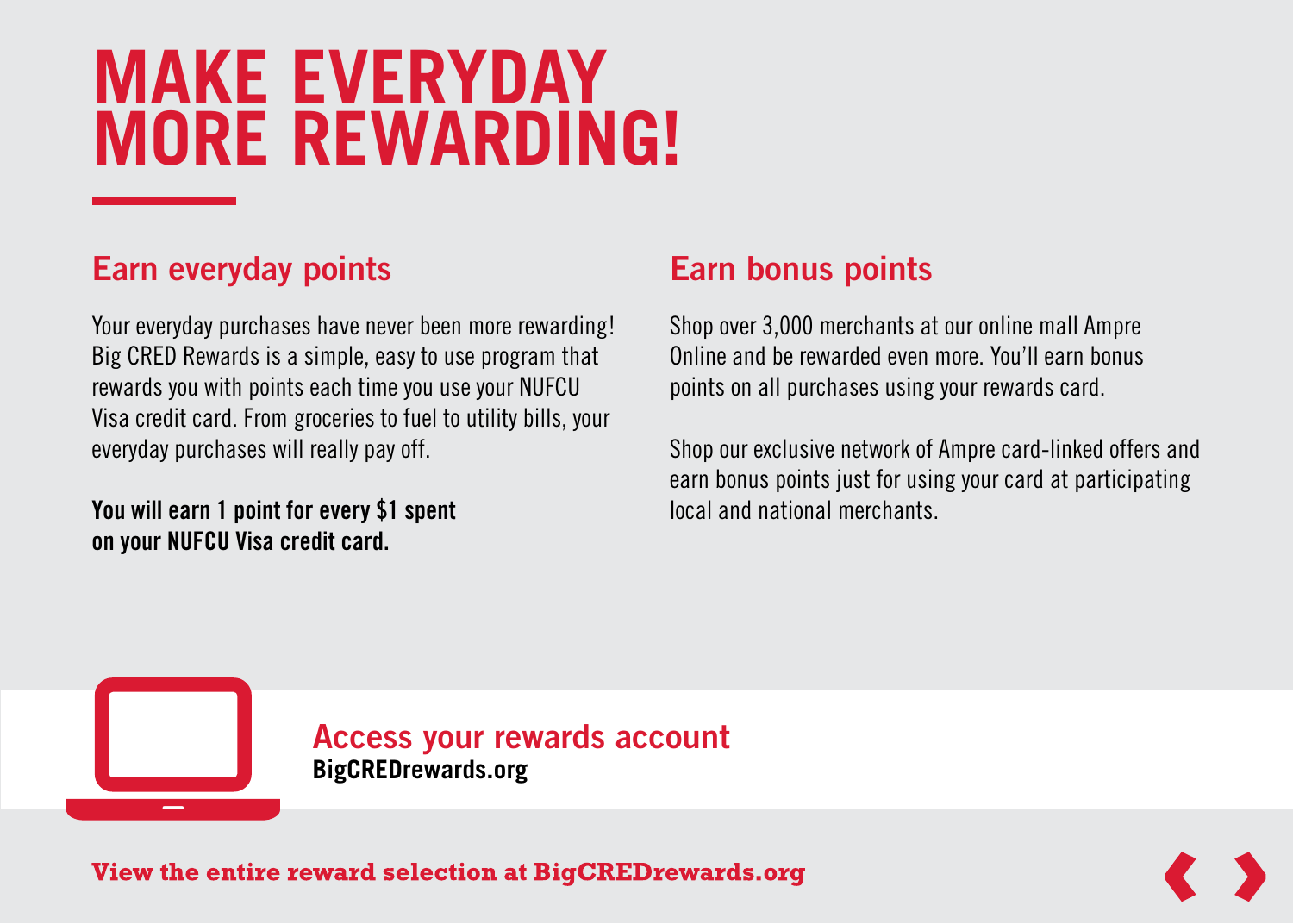# MAKE EVERYDAY MORE REWARDING!

## Earn everyday points

Your everyday purchases have never been more rewarding! Big CRED Rewards is a simple, easy to use program that rewards you with points each time you use your NUFCU Visa credit card. From groceries to fuel to utility bills, your everyday purchases will really pay off.

**You will earn 1 point for every $1 spent on your NUFCU Visa credit card.**

## Earn bonus points

Shop over 3,000 merchants at our online mall Ampre Online and be rewarded even more. You'll earn bonus points on all purchases using your rewards card.

Shop our exclusive network of Ampre card-linked offers and earn bonus points just for using your card at participating local and national merchants.

### Access your rewards account

**BigCREDrewards.org**

**View the entire reward selection at BigCREDrewards.org**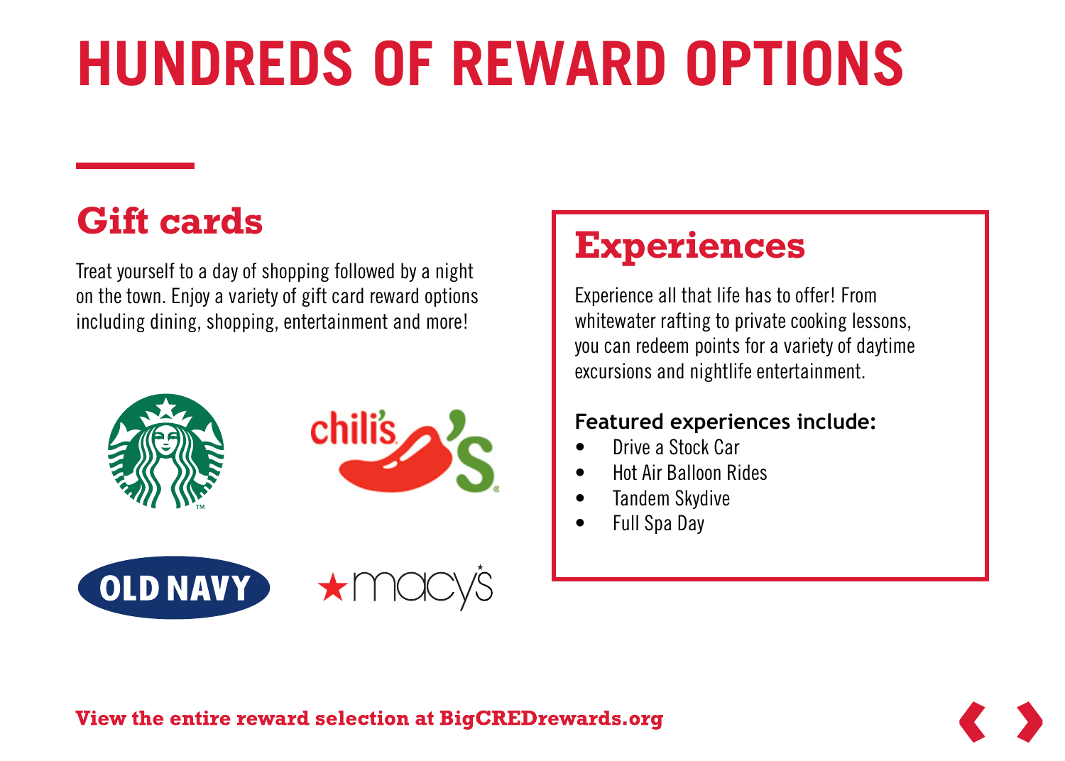# HUNDREDS OF REWARD OPTIONS

## Gift cards

Treat yourself to a day of shopping followed by a night on the town. Enjoy a variety of gift card reward options including dining, shopping, entertainment and more!

## Experiences

Experience all that life has to offer! From whitewater rafting to private cooking lessons, you can redeem points for a variety of daytime excursions and nightlife entertainment.

**Featured experiences include:**

- Drive a Stock Car
- Hot Air Balloon Rides
- Tandem Skydive
- Full Spa Day

**View the entire reward selection at BigCREDrewards.org**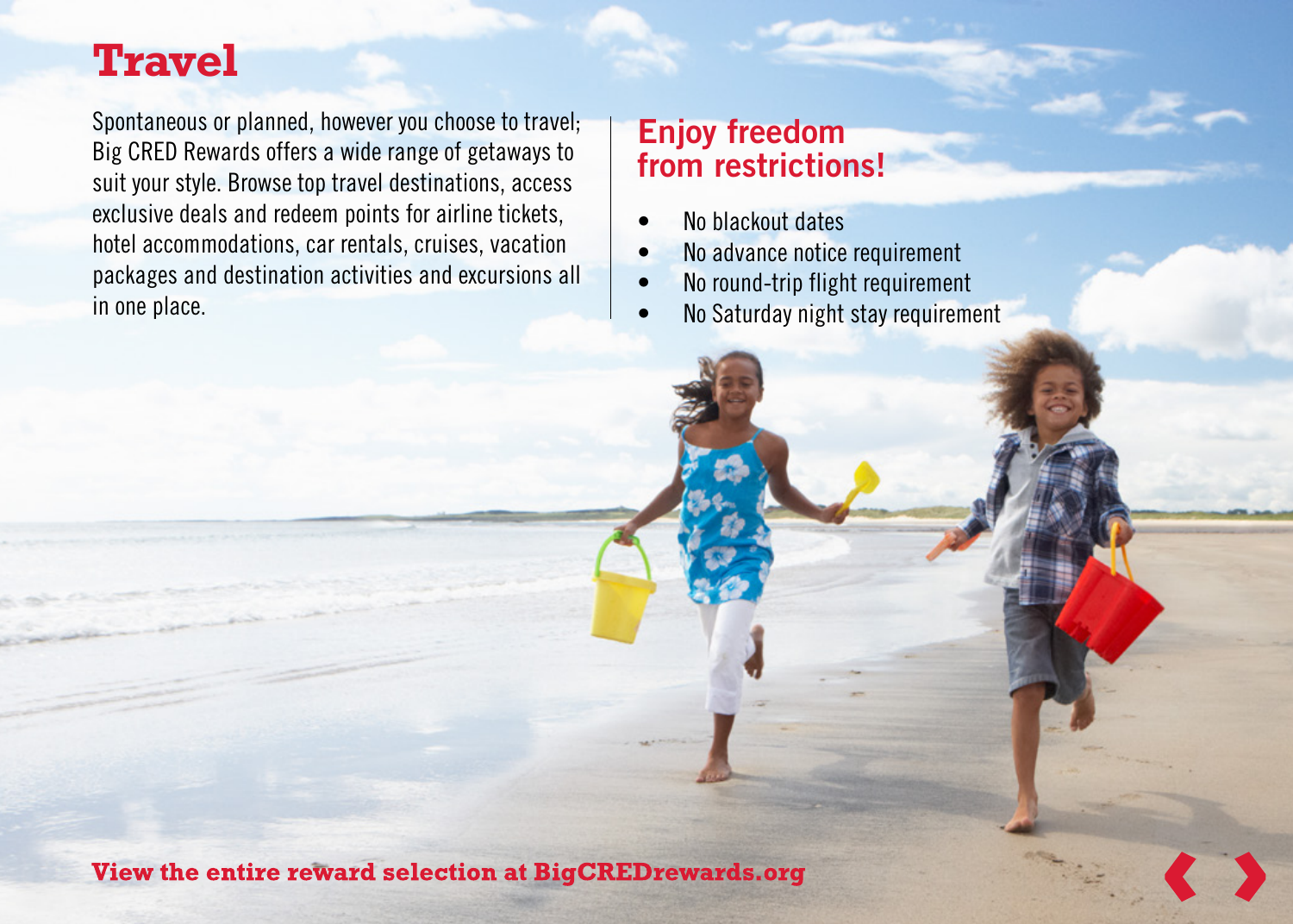# Travel

Spontaneous or planned, however you choose to travel; Big CRED Rewards offers a wide range of getaways to suit your style. Browse top travel destinations, access exclusive deals and redeem points for airline tickets, hotel accommodations, car rentals, cruises, vacation packages and destination activities and excursions all in one place.

## Enjoy freedom from restrictions!

- No blackout dates
- No advance notice requirement
- No round-trip flight requirement
- No Saturday night stay requirement

**View the entire reward selection at BigCREDrewards.org**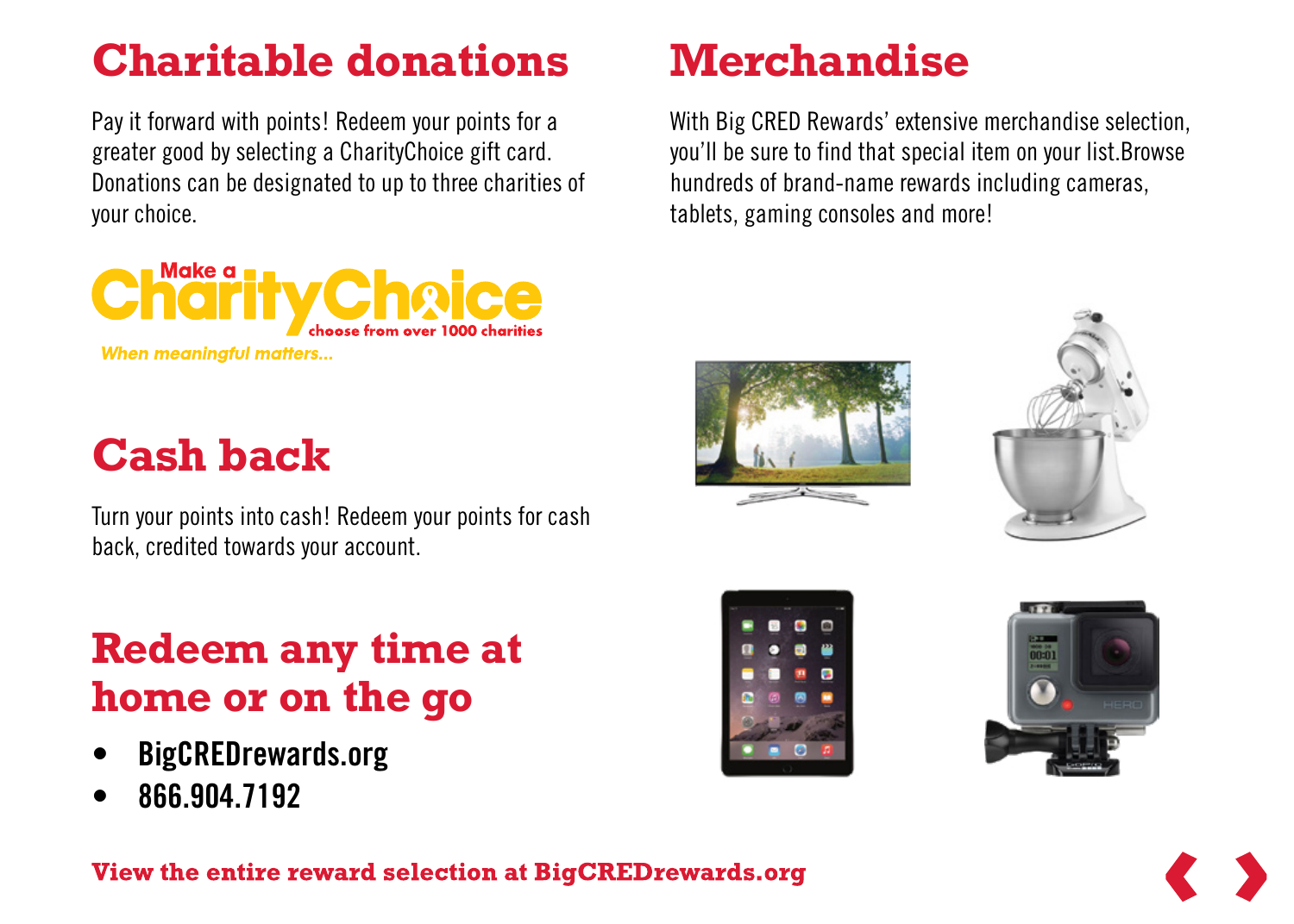## Charitable donations

Pay it forward with points! Redeem your points for a greater good by selecting a CharityChoice gift card. Donations can be designated to up to three charities of your choice.

Make a CharityChoice
choose from over 1000 charities
*When meaningful matters...*

## Cash back

Turn your points into cash! Redeem your points for cash back, credited towards your account.

## Redeem any time at home or on the go

- **BigCREDrewards.org**
- **866.904.7192**

## Merchandise

With Big CRED Rewards' extensive merchandise selection, you'll be sure to find that special item on your list.Browse hundreds of brand-name rewards including cameras, tablets, gaming consoles and more!

**View the entire reward selection at BigCREDrewards.org**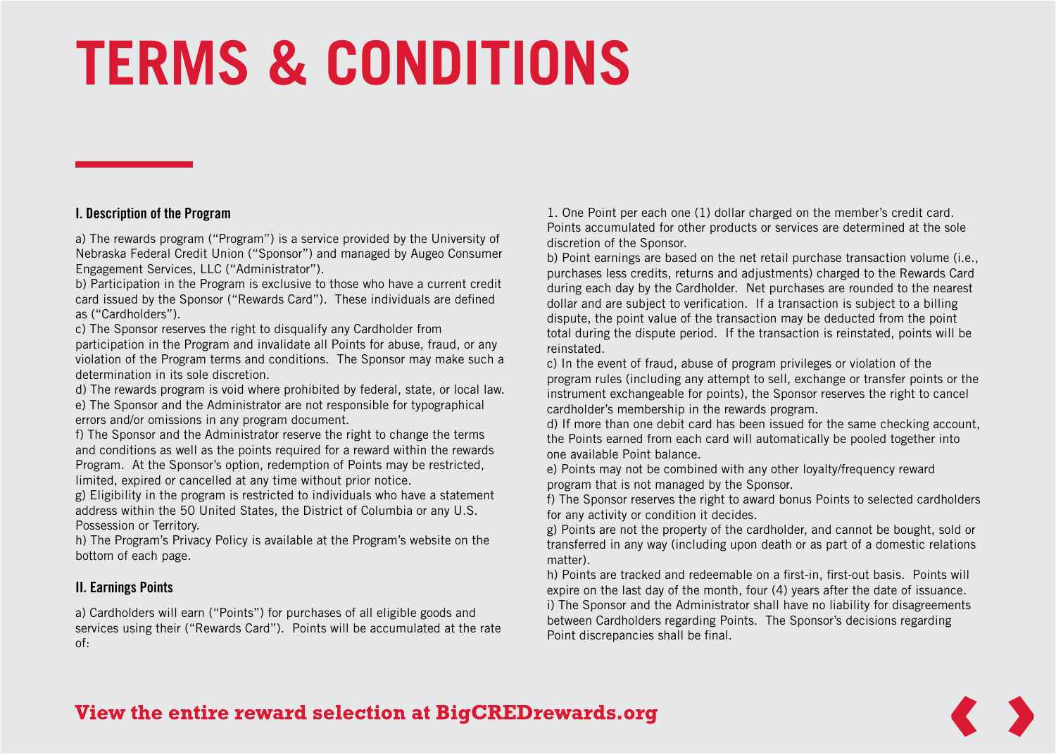# TERMS & CONDITIONS

## I. Description of the Program

a) The rewards program ("Program") is a service provided by the University of Nebraska Federal Credit Union ("Sponsor") and managed by Augeo Consumer Engagement Services, LLC ("Administrator").

b) Participation in the Program is exclusive to those who have a current credit card issued by the Sponsor ("Rewards Card"). These individuals are defined as ("Cardholders").

c) The Sponsor reserves the right to disqualify any Cardholder from participation in the Program and invalidate all Points for abuse, fraud, or any violation of the Program terms and conditions. The Sponsor may make such a determination in its sole discretion.

d) The rewards program is void where prohibited by federal, state, or local law.

e) The Sponsor and the Administrator are not responsible for typographical errors and/or omissions in any program document.

f) The Sponsor and the Administrator reserve the right to change the terms and conditions as well as the points required for a reward within the rewards Program. At the Sponsor's option, redemption of Points may be restricted, limited, expired or cancelled at any time without prior notice.

g) Eligibility in the program is restricted to individuals who have a statement address within the 50 United States, the District of Columbia or any U.S. Possession or Territory.

h) The Program's Privacy Policy is available at the Program's website on the bottom of each page.

## II. Earnings Points

a) Cardholders will earn ("Points") for purchases of all eligible goods and services using their ("Rewards Card"). Points will be accumulated at the rate of:

1. One Point per each one (1) dollar charged on the member's credit card. Points accumulated for other products or services are determined at the sole discretion of the Sponsor.

b) Point earnings are based on the net retail purchase transaction volume (i.e., purchases less credits, returns and adjustments) charged to the Rewards Card during each day by the Cardholder. Net purchases are rounded to the nearest dollar and are subject to verification. If a transaction is subject to a billing dispute, the point value of the transaction may be deducted from the point total during the dispute period. If the transaction is reinstated, points will be reinstated.

c) In the event of fraud, abuse of program privileges or violation of the program rules (including any attempt to sell, exchange or transfer points or the instrument exchangeable for points), the Sponsor reserves the right to cancel cardholder's membership in the rewards program.

d) If more than one debit card has been issued for the same checking account, the Points earned from each card will automatically be pooled together into one available Point balance.

e) Points may not be combined with any other loyalty/frequency reward program that is not managed by the Sponsor.

f) The Sponsor reserves the right to award bonus Points to selected cardholders for any activity or condition it decides.

g) Points are not the property of the cardholder, and cannot be bought, sold or transferred in any way (including upon death or as part of a domestic relations matter).

h) Points are tracked and redeemable on a first-in, first-out basis. Points will expire on the last day of the month, four (4) years after the date of issuance.

i) The Sponsor and the Administrator shall have no liability for disagreements between Cardholders regarding Points. The Sponsor's decisions regarding Point discrepancies shall be final.

**View the entire reward selection at BigCREDrewards.org**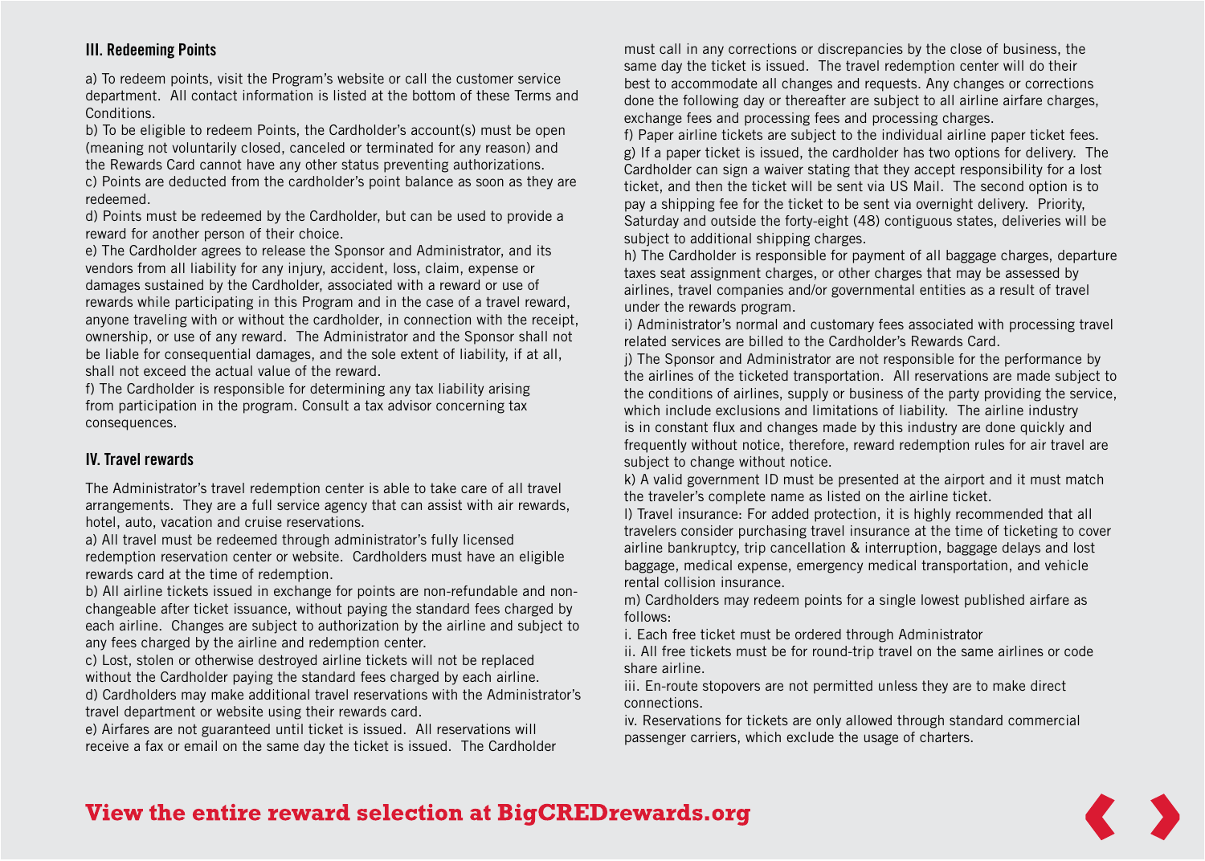## III. Redeeming Points

a) To redeem points, visit the Program's website or call the customer service department. All contact information is listed at the bottom of these Terms and Conditions.
b) To be eligible to redeem Points, the Cardholder's account(s) must be open (meaning not voluntarily closed, canceled or terminated for any reason) and the Rewards Card cannot have any other status preventing authorizations.
c) Points are deducted from the cardholder's point balance as soon as they are redeemed.
d) Points must be redeemed by the Cardholder, but can be used to provide a reward for another person of their choice.
e) The Cardholder agrees to release the Sponsor and Administrator, and its vendors from all liability for any injury, accident, loss, claim, expense or damages sustained by the Cardholder, associated with a reward or use of rewards while participating in this Program and in the case of a travel reward, anyone traveling with or without the cardholder, in connection with the receipt, ownership, or use of any reward. The Administrator and the Sponsor shall not be liable for consequential damages, and the sole extent of liability, if at all, shall not exceed the actual value of the reward.
f) The Cardholder is responsible for determining any tax liability arising from participation in the program. Consult a tax advisor concerning tax consequences.

## IV. Travel rewards

The Administrator's travel redemption center is able to take care of all travel arrangements. They are a full service agency that can assist with air rewards, hotel, auto, vacation and cruise reservations.
a) All travel must be redeemed through administrator's fully licensed redemption reservation center or website. Cardholders must have an eligible rewards card at the time of redemption.
b) All airline tickets issued in exchange for points are non-refundable and non-changeable after ticket issuance, without paying the standard fees charged by each airline. Changes are subject to authorization by the airline and subject to any fees charged by the airline and redemption center.
c) Lost, stolen or otherwise destroyed airline tickets will not be replaced without the Cardholder paying the standard fees charged by each airline.
d) Cardholders may make additional travel reservations with the Administrator's travel department or website using their rewards card.
e) Airfares are not guaranteed until ticket is issued. All reservations will receive a fax or email on the same day the ticket is issued. The Cardholder must call in any corrections or discrepancies by the close of business, the same day the ticket is issued. The travel redemption center will do their best to accommodate all changes and requests. Any changes or corrections done the following day or thereafter are subject to all airline airfare charges, exchange fees and processing fees and processing charges.
f) Paper airline tickets are subject to the individual airline paper ticket fees.
g) If a paper ticket is issued, the cardholder has two options for delivery. The Cardholder can sign a waiver stating that they accept responsibility for a lost ticket, and then the ticket will be sent via US Mail. The second option is to pay a shipping fee for the ticket to be sent via overnight delivery. Priority, Saturday and outside the forty-eight (48) contiguous states, deliveries will be subject to additional shipping charges.
h) The Cardholder is responsible for payment of all baggage charges, departure taxes seat assignment charges, or other charges that may be assessed by airlines, travel companies and/or governmental entities as a result of travel under the rewards program.
i) Administrator's normal and customary fees associated with processing travel related services are billed to the Cardholder's Rewards Card.
j) The Sponsor and Administrator are not responsible for the performance by the airlines of the ticketed transportation. All reservations are made subject to the conditions of airlines, supply or business of the party providing the service, which include exclusions and limitations of liability. The airline industry is in constant flux and changes made by this industry are done quickly and frequently without notice, therefore, reward redemption rules for air travel are subject to change without notice.
k) A valid government ID must be presented at the airport and it must match the traveler's complete name as listed on the airline ticket.
l) Travel insurance: For added protection, it is highly recommended that all travelers consider purchasing travel insurance at the time of ticketing to cover airline bankruptcy, trip cancellation & interruption, baggage delays and lost baggage, medical expense, emergency medical transportation, and vehicle rental collision insurance.
m) Cardholders may redeem points for a single lowest published airfare as follows:
i. Each free ticket must be ordered through Administrator
ii. All free tickets must be for round-trip travel on the same airlines or code share airline.
iii. En-route stopovers are not permitted unless they are to make direct connections.
iv. Reservations for tickets are only allowed through standard commercial passenger carriers, which exclude the usage of charters.

**View the entire reward selection at BigCREDrewards.org**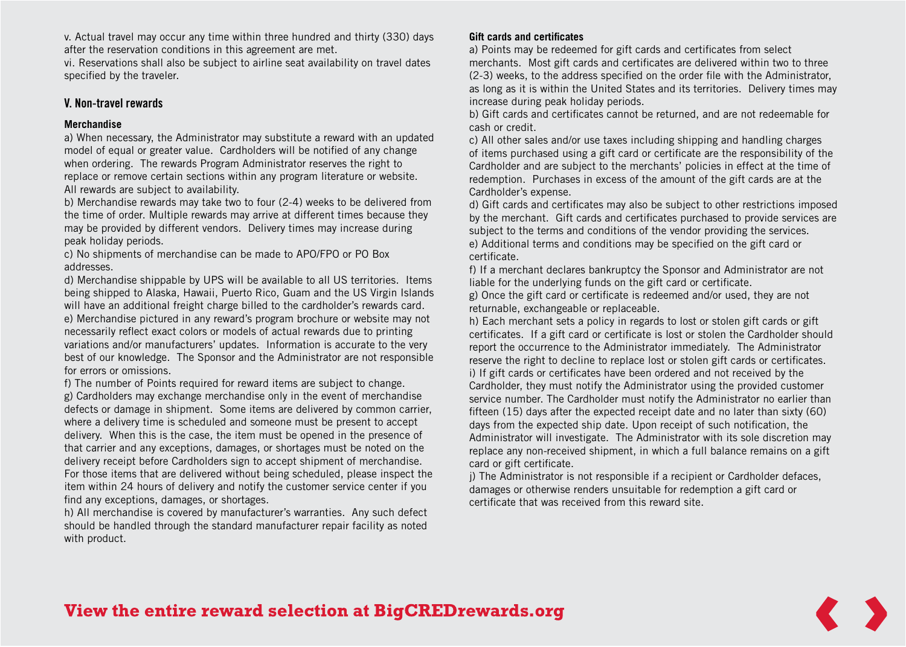v. Actual travel may occur any time within three hundred and thirty (330) days after the reservation conditions in this agreement are met.
vi. Reservations shall also be subject to airline seat availability on travel dates specified by the traveler.

## V. Non-travel rewards

### Merchandise

a) When necessary, the Administrator may substitute a reward with an updated model of equal or greater value. Cardholders will be notified of any change when ordering. The rewards Program Administrator reserves the right to replace or remove certain sections within any program literature or website. All rewards are subject to availability.
b) Merchandise rewards may take two to four (2-4) weeks to be delivered from the time of order. Multiple rewards may arrive at different times because they may be provided by different vendors. Delivery times may increase during peak holiday periods.
c) No shipments of merchandise can be made to APO/FPO or PO Box addresses.
d) Merchandise shippable by UPS will be available to all US territories. Items being shipped to Alaska, Hawaii, Puerto Rico, Guam and the US Virgin Islands will have an additional freight charge billed to the cardholder's rewards card.
e) Merchandise pictured in any reward's program brochure or website may not necessarily reflect exact colors or models of actual rewards due to printing variations and/or manufacturers' updates. Information is accurate to the very best of our knowledge. The Sponsor and the Administrator are not responsible for errors or omissions.
f) The number of Points required for reward items are subject to change.
g) Cardholders may exchange merchandise only in the event of merchandise defects or damage in shipment. Some items are delivered by common carrier, where a delivery time is scheduled and someone must be present to accept delivery. When this is the case, the item must be opened in the presence of that carrier and any exceptions, damages, or shortages must be noted on the delivery receipt before Cardholders sign to accept shipment of merchandise. For those items that are delivered without being scheduled, please inspect the item within 24 hours of delivery and notify the customer service center if you find any exceptions, damages, or shortages.
h) All merchandise is covered by manufacturer's warranties. Any such defect should be handled through the standard manufacturer repair facility as noted with product.

### Gift cards and certificates

a) Points may be redeemed for gift cards and certificates from select merchants. Most gift cards and certificates are delivered within two to three (2-3) weeks, to the address specified on the order file with the Administrator, as long as it is within the United States and its territories. Delivery times may increase during peak holiday periods.
b) Gift cards and certificates cannot be returned, and are not redeemable for cash or credit.
c) All other sales and/or use taxes including shipping and handling charges of items purchased using a gift card or certificate are the responsibility of the Cardholder and are subject to the merchants' policies in effect at the time of redemption. Purchases in excess of the amount of the gift cards are at the Cardholder's expense.
d) Gift cards and certificates may also be subject to other restrictions imposed by the merchant. Gift cards and certificates purchased to provide services are subject to the terms and conditions of the vendor providing the services.
e) Additional terms and conditions may be specified on the gift card or certificate.
f) If a merchant declares bankruptcy the Sponsor and Administrator are not liable for the underlying funds on the gift card or certificate.
g) Once the gift card or certificate is redeemed and/or used, they are not returnable, exchangeable or replaceable.
h) Each merchant sets a policy in regards to lost or stolen gift cards or gift certificates. If a gift card or certificate is lost or stolen the Cardholder should report the occurrence to the Administrator immediately. The Administrator reserve the right to decline to replace lost or stolen gift cards or certificates.
i) If gift cards or certificates have been ordered and not received by the Cardholder, they must notify the Administrator using the provided customer service number. The Cardholder must notify the Administrator no earlier than fifteen (15) days after the expected receipt date and no later than sixty (60) days from the expected ship date. Upon receipt of such notification, the Administrator will investigate. The Administrator with its sole discretion may replace any non-received shipment, in which a full balance remains on a gift card or gift certificate.
j) The Administrator is not responsible if a recipient or Cardholder defaces, damages or otherwise renders unsuitable for redemption a gift card or certificate that was received from this reward site.

**View the entire reward selection at BigCREDrewards.org**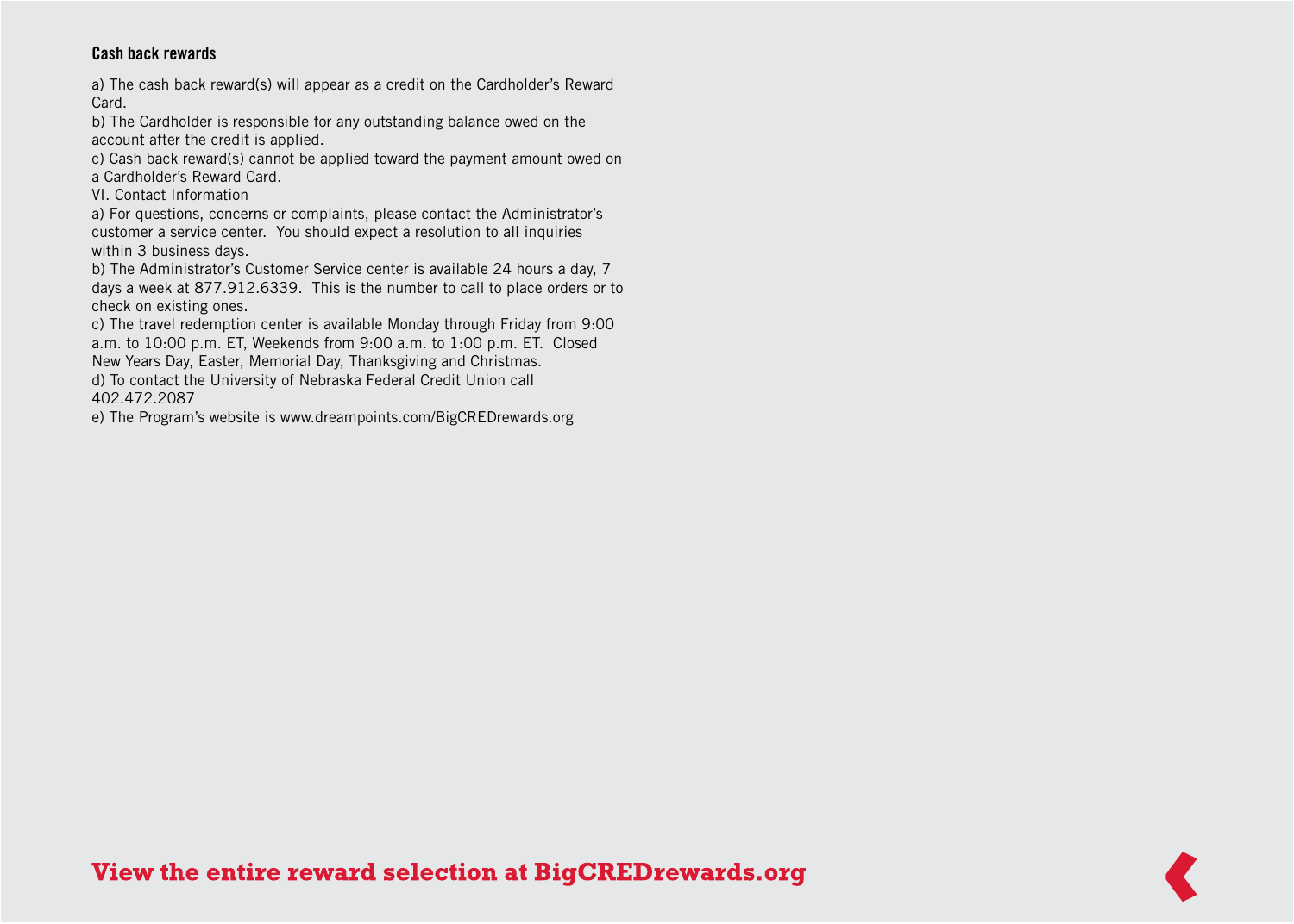### Cash back rewards

a) The cash back reward(s) will appear as a credit on the Cardholder's Reward Card.
b) The Cardholder is responsible for any outstanding balance owed on the account after the credit is applied.
c) Cash back reward(s) cannot be applied toward the payment amount owed on a Cardholder's Reward Card.

VI. Contact Information

a) For questions, concerns or complaints, please contact the Administrator's customer a service center. You should expect a resolution to all inquiries within 3 business days.
b) The Administrator's Customer Service center is available 24 hours a day, 7 days a week at 877.912.6339. This is the number to call to place orders or to check on existing ones.
c) The travel redemption center is available Monday through Friday from 9:00 a.m. to 10:00 p.m. ET, Weekends from 9:00 a.m. to 1:00 p.m. ET. Closed New Years Day, Easter, Memorial Day, Thanksgiving and Christmas.
d) To contact the University of Nebraska Federal Credit Union call 402.472.2087
e) The Program's website is www.dreampoints.com/BigCREDrewards.org

**View the entire reward selection at BigCREDrewards.org**